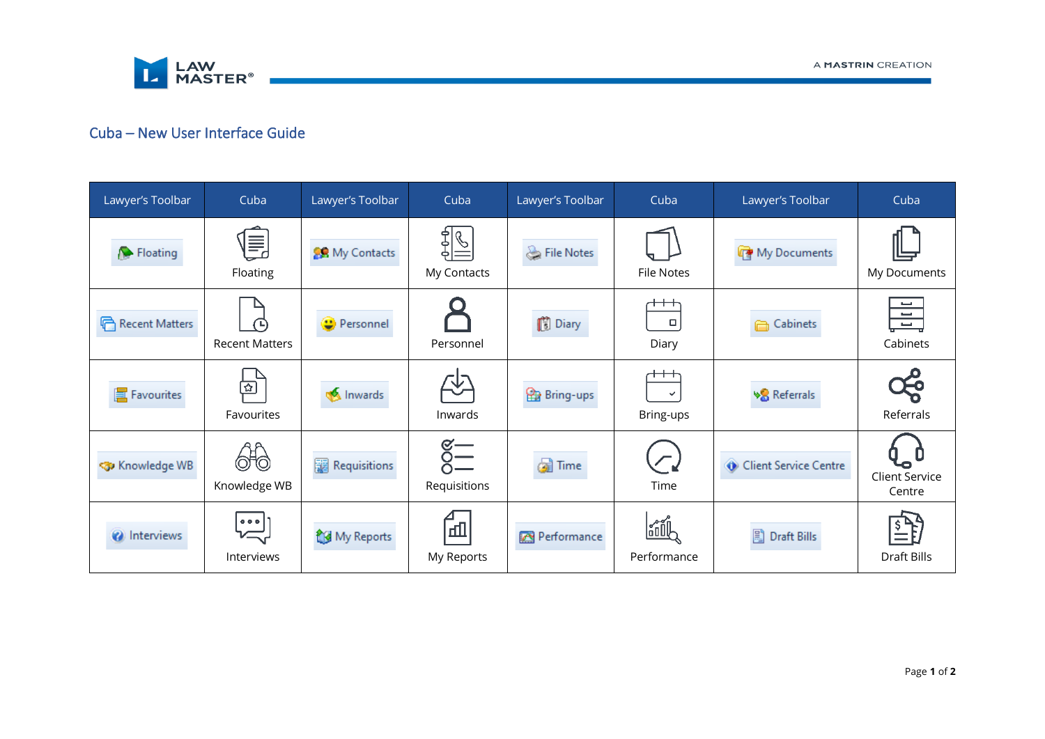## Cuba – New User Interface Guide

| Lawyer's Toolbar | Cuba | Lawyer's Toolbar | Cuba | Lawyer's Toolbar | Cuba | Lawyer's Toolbar | Cuba |
|---|---|---|---|---|---|---|---|
| Floating | Floating | My Contacts | My Contacts | File Notes | File Notes | My Documents | My Documents |
| Recent Matters | Recent Matters | Personnel | Personnel | Diary | Diary | Cabinets | Cabinets |
| Favourites | Favourites | Inwards | Inwards | Bring-ups | Bring-ups | Referrals | Referrals |
| Knowledge WB | Knowledge WB | Requisitions | Requisitions | Time | Time | Client Service Centre | Client Service Centre |
| Interviews | Interviews | My Reports | My Reports | Performance | Performance | Draft Bills | Draft Bills |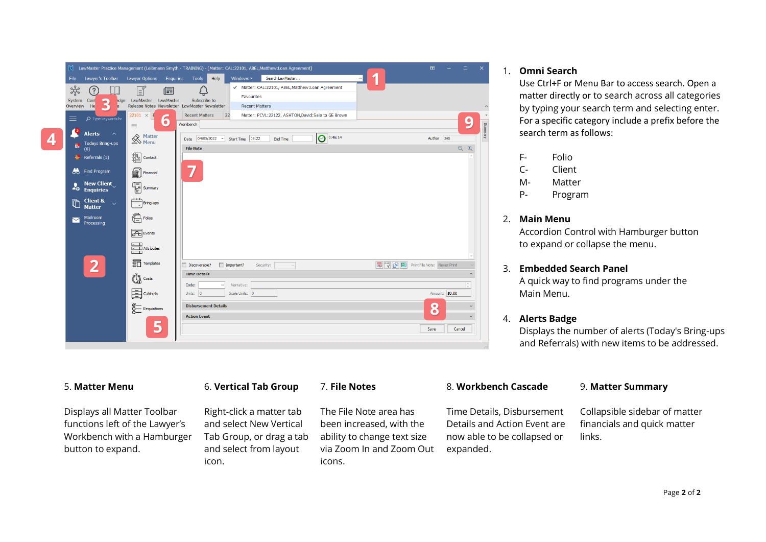1. **Omni Search**
   Use Ctrl+F or Menu Bar to access search. Open a matter directly or to search across all categories by typing your search term and selecting enter. For a specific category include a prefix before the search term as follows:

   F- Folio
   C- Client
   M- Matter
   P- Program

2. **Main Menu**
   Accordion Control with Hamburger button to expand or collapse the menu.

3. **Embedded Search Panel**
   A quick way to find programs under the Main Menu.

4. **Alerts Badge**
   Displays the number of alerts (Today's Bring-ups and Referrals) with new items to be addressed.

5. **Matter Menu**

Displays all Matter Toolbar functions left of the Lawyer's Workbench with a Hamburger button to expand.

6. **Vertical Tab Group**

Right-click a matter tab and select New Vertical Tab Group, or drag a tab and select from layout icon.

7. **File Notes**

The File Note area has been increased, with the ability to change text size via Zoom In and Zoom Out icons.

8. **Workbench Cascade**

Time Details, Disbursement Details and Action Event are now able to be collapsed or expanded.

9. **Matter Summary**

Collapsible sidebar of matter financials and quick matter links.